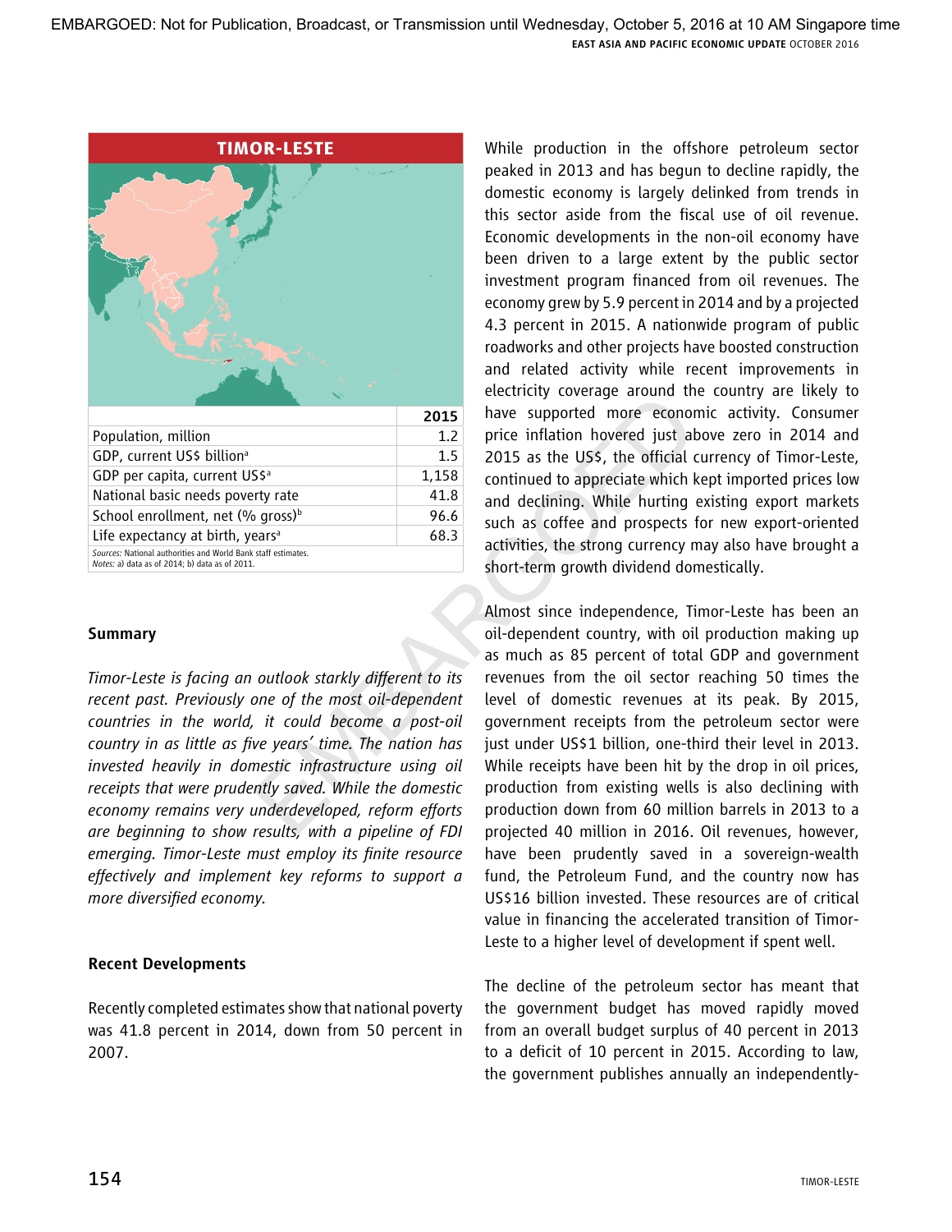EMBARGOED: Not for Publication, Broadcast, or Transmission until Wednesday, October 5, 2016 at 10 AM Singapore time

# TIMOR-LESTE

| | 2015 |
|---|---|
| Population, million | 1.2 |
| GDP, current US$ billion[a] | 1.5 |
| GDP per capita, current US$[a] | 1,158 |
| National basic needs poverty rate | 41.8 |
| School enrollment, net (% gross)[b] | 96.6 |
| Life expectancy at birth, years[a] | 68.3 |

*Sources:* National authorities and World Bank staff estimates.
*Notes:* a) data as of 2014; b) data as of 2011.

## Summary

*Timor-Leste is facing an outlook starkly different to its recent past. Previously one of the most oil-dependent countries in the world, it could become a post-oil country in as little as five years' time. The nation has invested heavily in domestic infrastructure using oil receipts that were prudently saved. While the domestic economy remains very underdeveloped, reform efforts are beginning to show results, with a pipeline of FDI emerging. Timor-Leste must employ its finite resource effectively and implement key reforms to support a more diversified economy.*

## Recent Developments

Recently completed estimates show that national poverty was 41.8 percent in 2014, down from 50 percent in 2007.

While production in the offshore petroleum sector peaked in 2013 and has begun to decline rapidly, the domestic economy is largely delinked from trends in this sector aside from the fiscal use of oil revenue. Economic developments in the non-oil economy have been driven to a large extent by the public sector investment program financed from oil revenues. The economy grew by 5.9 percent in 2014 and by a projected 4.3 percent in 2015. A nationwide program of public roadworks and other projects have boosted construction and related activity while recent improvements in electricity coverage around the country are likely to have supported more economic activity. Consumer price inflation hovered just above zero in 2014 and 2015 as the US$, the official currency of Timor-Leste, continued to appreciate which kept imported prices low and declining. While hurting existing export markets such as coffee and prospects for new export-oriented activities, the strong currency may also have brought a short-term growth dividend domestically.

Almost since independence, Timor-Leste has been an oil-dependent country, with oil production making up as much as 85 percent of total GDP and government revenues from the oil sector reaching 50 times the level of domestic revenues at its peak. By 2015, government receipts from the petroleum sector were just under US$1 billion, one-third their level in 2013. While receipts have been hit by the drop in oil prices, production from existing wells is also declining with production down from 60 million barrels in 2013 to a projected 40 million in 2016. Oil revenues, however, have been prudently saved in a sovereign-wealth fund, the Petroleum Fund, and the country now has US$16 billion invested. These resources are of critical value in financing the accelerated transition of Timor-Leste to a higher level of development if spent well.

The decline of the petroleum sector has meant that the government budget has moved rapidly moved from an overall budget surplus of 40 percent in 2013 to a deficit of 10 percent in 2015. According to law, the government publishes annually an independently-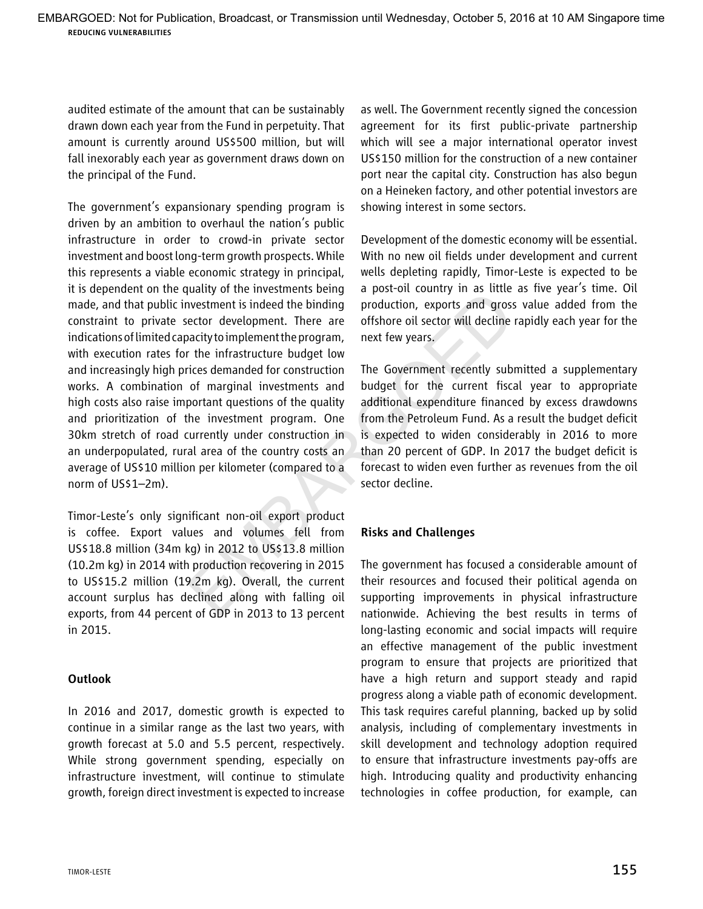audited estimate of the amount that can be sustainably drawn down each year from the Fund in perpetuity. That amount is currently around US$500 million, but will fall inexorably each year as government draws down on the principal of the Fund.

The government's expansionary spending program is driven by an ambition to overhaul the nation's public infrastructure in order to crowd-in private sector investment and boost long-term growth prospects. While this represents a viable economic strategy in principal, it is dependent on the quality of the investments being made, and that public investment is indeed the binding constraint to private sector development. There are indications of limited capacity to implement the program, with execution rates for the infrastructure budget low and increasingly high prices demanded for construction works. A combination of marginal investments and high costs also raise important questions of the quality and prioritization of the investment program. One 30km stretch of road currently under construction in an underpopulated, rural area of the country costs an average of US$10 million per kilometer (compared to a norm of US$1–2m).

Timor-Leste's only significant non-oil export product is coffee. Export values and volumes fell from US$18.8 million (34m kg) in 2012 to US$13.8 million (10.2m kg) in 2014 with production recovering in 2015 to US$15.2 million (19.2m kg). Overall, the current account surplus has declined along with falling oil exports, from 44 percent of GDP in 2013 to 13 percent in 2015.

### Outlook

In 2016 and 2017, domestic growth is expected to continue in a similar range as the last two years, with growth forecast at 5.0 and 5.5 percent, respectively. While strong government spending, especially on infrastructure investment, will continue to stimulate growth, foreign direct investment is expected to increase as well. The Government recently signed the concession agreement for its first public-private partnership which will see a major international operator invest US$150 million for the construction of a new container port near the capital city. Construction has also begun on a Heineken factory, and other potential investors are showing interest in some sectors.

Development of the domestic economy will be essential. With no new oil fields under development and current wells depleting rapidly, Timor-Leste is expected to be a post-oil country in as little as five year's time. Oil production, exports and gross value added from the offshore oil sector will decline rapidly each year for the next few years.

The Government recently submitted a supplementary budget for the current fiscal year to appropriate additional expenditure financed by excess drawdowns from the Petroleum Fund. As a result the budget deficit is expected to widen considerably in 2016 to more than 20 percent of GDP. In 2017 the budget deficit is forecast to widen even further as revenues from the oil sector decline.

### Risks and Challenges

The government has focused a considerable amount of their resources and focused their political agenda on supporting improvements in physical infrastructure nationwide. Achieving the best results in terms of long-lasting economic and social impacts will require an effective management of the public investment program to ensure that projects are prioritized that have a high return and support steady and rapid progress along a viable path of economic development. This task requires careful planning, backed up by solid analysis, including of complementary investments in skill development and technology adoption required to ensure that infrastructure investments pay-offs are high. Introducing quality and productivity enhancing technologies in coffee production, for example, can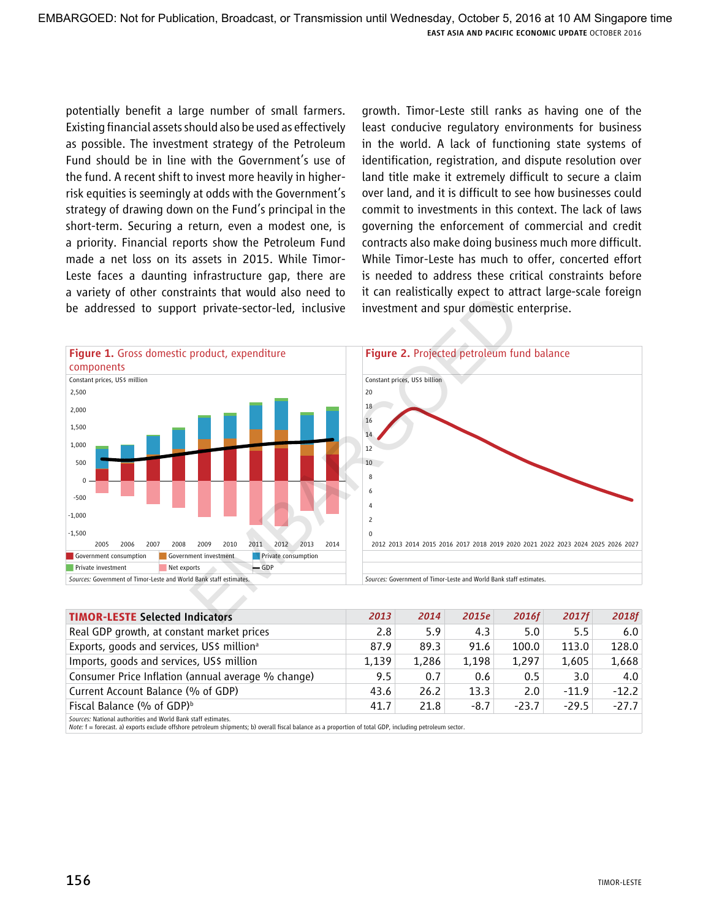potentially benefit a large number of small farmers. Existing financial assets should also be used as effectively as possible. The investment strategy of the Petroleum Fund should be in line with the Government's use of the fund. A recent shift to invest more heavily in higher-risk equities is seemingly at odds with the Government's strategy of drawing down on the Fund's principal in the short-term. Securing a return, even a modest one, is a priority. Financial reports show the Petroleum Fund made a net loss on its assets in 2015. While Timor-Leste faces a daunting infrastructure gap, there are a variety of other constraints that would also need to be addressed to support private-sector-led, inclusive growth. Timor-Leste still ranks as having one of the least conducive regulatory environments for business in the world. A lack of functioning state systems of identification, registration, and dispute resolution over land title make it extremely difficult to secure a claim over land, and it is difficult to see how businesses could commit to investments in this context. The lack of laws governing the enforcement of commercial and credit contracts also make doing business much more difficult. While Timor-Leste has much to offer, concerted effort is needed to address these critical constraints before it can realistically expect to attract large-scale foreign investment and spur domestic enterprise.

**Figure 1.** Gross domestic product, expenditure components

Constant prices, US$ million

2,500
2,000
1,500
1,000
500
0
-500
-1,000
-1,500

2005 2006 2007 2008 2009 2010 2011 2012 2013 2014

Government consumption
Government investment
Private consumption
Private investment
Net exports
GDP

*Sources:* Government of Timor-Leste and World Bank staff estimates.

**Figure 2.** Projected petroleum fund balance

Constant prices, US$ billion

20
18
16
14
12
10
8
6
4
2
0

2012 2013 2014 2015 2016 2017 2018 2019 2020 2021 2022 2023 2024 2025 2026 2027

*Sources:* Government of Timor-Leste and World Bank staff estimates.

| **TIMOR-LESTE Selected Indicators** | *2013* | *2014* | *2015e* | *2016f* | *2017f* | *2018f* |
|---|---|---|---|---|---|---|
| Real GDP growth, at constant market prices | 2.8 | 5.9 | 4.3 | 5.0 | 5.5 | 6.0 |
| Exports, goods and services, US$ million[a] | 87.9 | 89.3 | 91.6 | 100.0 | 113.0 | 128.0 |
| Imports, goods and services, US$ million | 1,139 | 1,286 | 1,198 | 1,297 | 1,605 | 1,668 |
| Consumer Price Inflation (annual average % change) | 9.5 | 0.7 | 0.6 | 0.5 | 3.0 | 4.0 |
| Current Account Balance (% of GDP) | 43.6 | 26.2 | 13.3 | 2.0 | -11.9 | -12.2 |
| Fiscal Balance (% of GDP)[b] | 41.7 | 21.8 | -8.7 | -23.7 | -29.5 | -27.7 |

*Sources:* National authorities and World Bank staff estimates.
*Note:* f = forecast. a) exports exclude offshore petroleum shipments; b) overall fiscal balance as a proportion of total GDP, including petroleum sector.